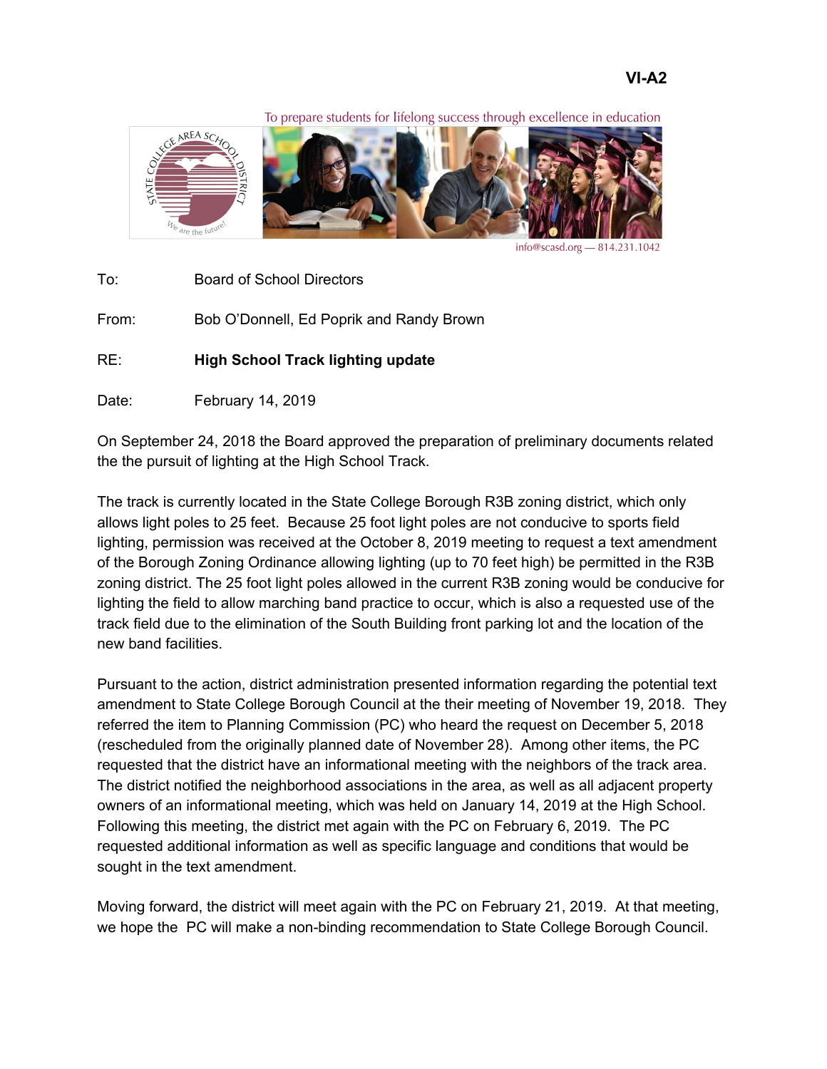VI-A2

To prepare students for lifelong success through excellence in education

info@scasd.org — 814.231.1042

To: Board of School Directors

From: Bob O'Donnell, Ed Poprik and Randy Brown

RE: **High School Track lighting update**

Date: February 14, 2019

On September 24, 2018 the Board approved the preparation of preliminary documents related the the pursuit of lighting at the High School Track.

The track is currently located in the State College Borough R3B zoning district, which only allows light poles to 25 feet. Because 25 foot light poles are not conducive to sports field lighting, permission was received at the October 8, 2019 meeting to request a text amendment of the Borough Zoning Ordinance allowing lighting (up to 70 feet high) be permitted in the R3B zoning district. The 25 foot light poles allowed in the current R3B zoning would be conducive for lighting the field to allow marching band practice to occur, which is also a requested use of the track field due to the elimination of the South Building front parking lot and the location of the new band facilities.

Pursuant to the action, district administration presented information regarding the potential text amendment to State College Borough Council at the their meeting of November 19, 2018. They referred the item to Planning Commission (PC) who heard the request on December 5, 2018 (rescheduled from the originally planned date of November 28). Among other items, the PC requested that the district have an informational meeting with the neighbors of the track area. The district notified the neighborhood associations in the area, as well as all adjacent property owners of an informational meeting, which was held on January 14, 2019 at the High School. Following this meeting, the district met again with the PC on February 6, 2019. The PC requested additional information as well as specific language and conditions that would be sought in the text amendment.

Moving forward, the district will meet again with the PC on February 21, 2019. At that meeting, we hope the PC will make a non-binding recommendation to State College Borough Council.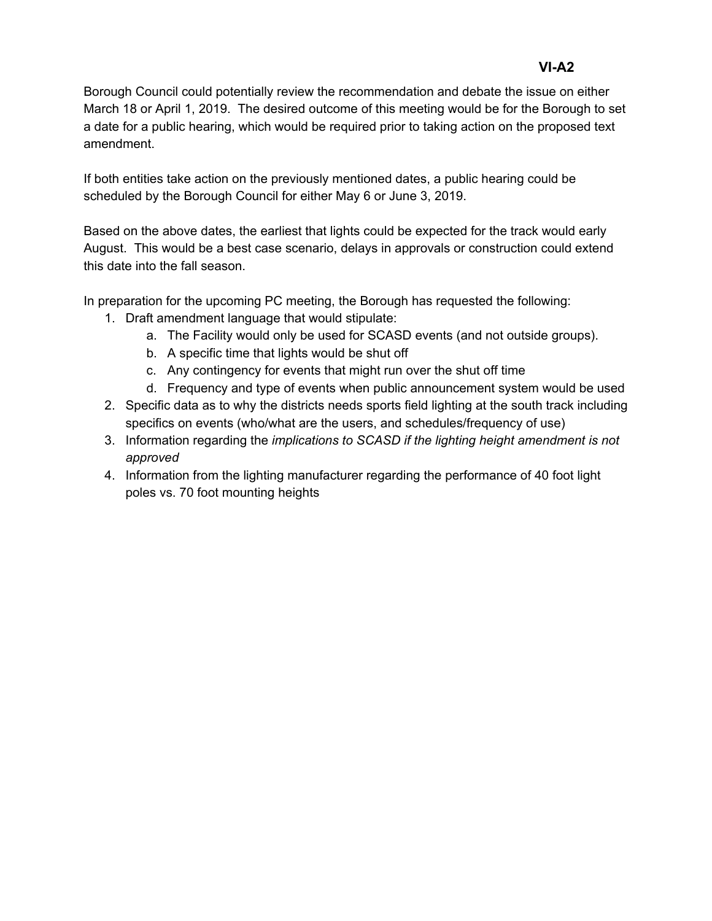Borough Council could potentially review the recommendation and debate the issue on either March 18 or April 1, 2019. The desired outcome of this meeting would be for the Borough to set a date for a public hearing, which would be required prior to taking action on the proposed text amendment.

If both entities take action on the previously mentioned dates, a public hearing could be scheduled by the Borough Council for either May 6 or June 3, 2019.

Based on the above dates, the earliest that lights could be expected for the track would early August. This would be a best case scenario, delays in approvals or construction could extend this date into the fall season.

In preparation for the upcoming PC meeting, the Borough has requested the following:

1. Draft amendment language that would stipulate:
   a. The Facility would only be used for SCASD events (and not outside groups).
   b. A specific time that lights would be shut off
   c. Any contingency for events that might run over the shut off time
   d. Frequency and type of events when public announcement system would be used
2. Specific data as to why the districts needs sports field lighting at the south track including specifics on events (who/what are the users, and schedules/frequency of use)
3. Information regarding the *implications to SCASD if the lighting height amendment is not approved*
4. Information from the lighting manufacturer regarding the performance of 40 foot light poles vs. 70 foot mounting heights